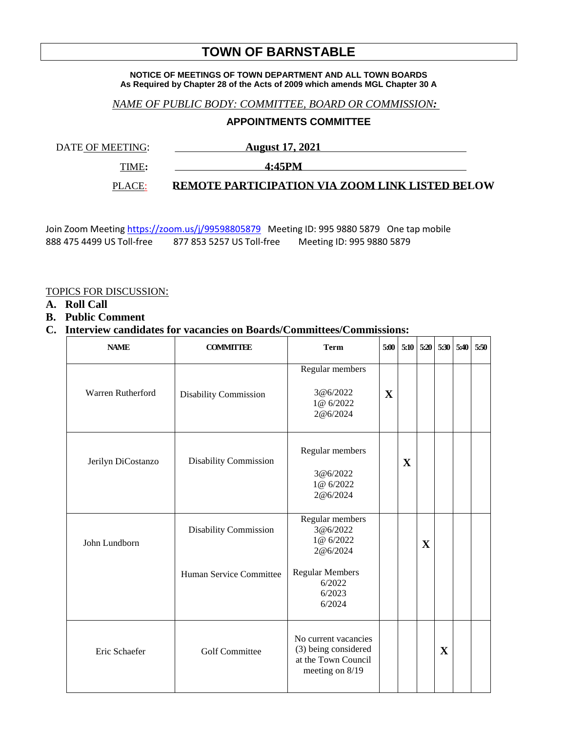# TOWN OF BARNSTABLE

**NOTICE OF MEETINGS OF TOWN DEPARTMENT AND ALL TOWN BOARDS**
**As Required by Chapter 28 of the Acts of 2009 which amends MGL Chapter 30 A**

*NAME OF PUBLIC BODY: COMMITTEE, BOARD OR COMMISSION:*

**APPOINTMENTS COMMITTEE**

DATE OF MEETING: **August 17, 2021**

TIME: **4:45PM**

PLACE: **REMOTE PARTICIPATION VIA ZOOM LINK LISTED BELOW**

Join Zoom Meeting https://zoom.us/j/99598805879 Meeting ID: 995 9880 5879 One tap mobile
888 475 4499 US Toll-free 877 853 5257 US Toll-free Meeting ID: 995 9880 5879

TOPICS FOR DISCUSSION:

**A. Roll Call**

**B. Public Comment**

**C. Interview candidates for vacancies on Boards/Committees/Commissions:**

| NAME | COMMITTEE | Term | 5:00 | 5:10 | 5:20 | 5:30 | 5:40 | 5:50 |
|---|---|---|---|---|---|---|---|---|
| Warren Rutherford | Disability Commission | Regular members<br>3@6/2022<br>1@ 6/2022<br>2@6/2024 | X | | | | | |
| Jerilyn DiCostanzo | Disability Commission | Regular members<br>3@6/2022<br>1@ 6/2022<br>2@6/2024 | | X | | | | |
| John Lundborn | Disability Commission<br><br>Human Service Committee | Regular members<br>3@6/2022<br>1@ 6/2022<br>2@6/2024<br><br>Regular Members<br>6/2022<br>6/2023<br>6/2024 | | | X | | | |
| Eric Schaefer | Golf Committee | No current vacancies (3) being considered at the Town Council meeting on 8/19 | | | | X | | |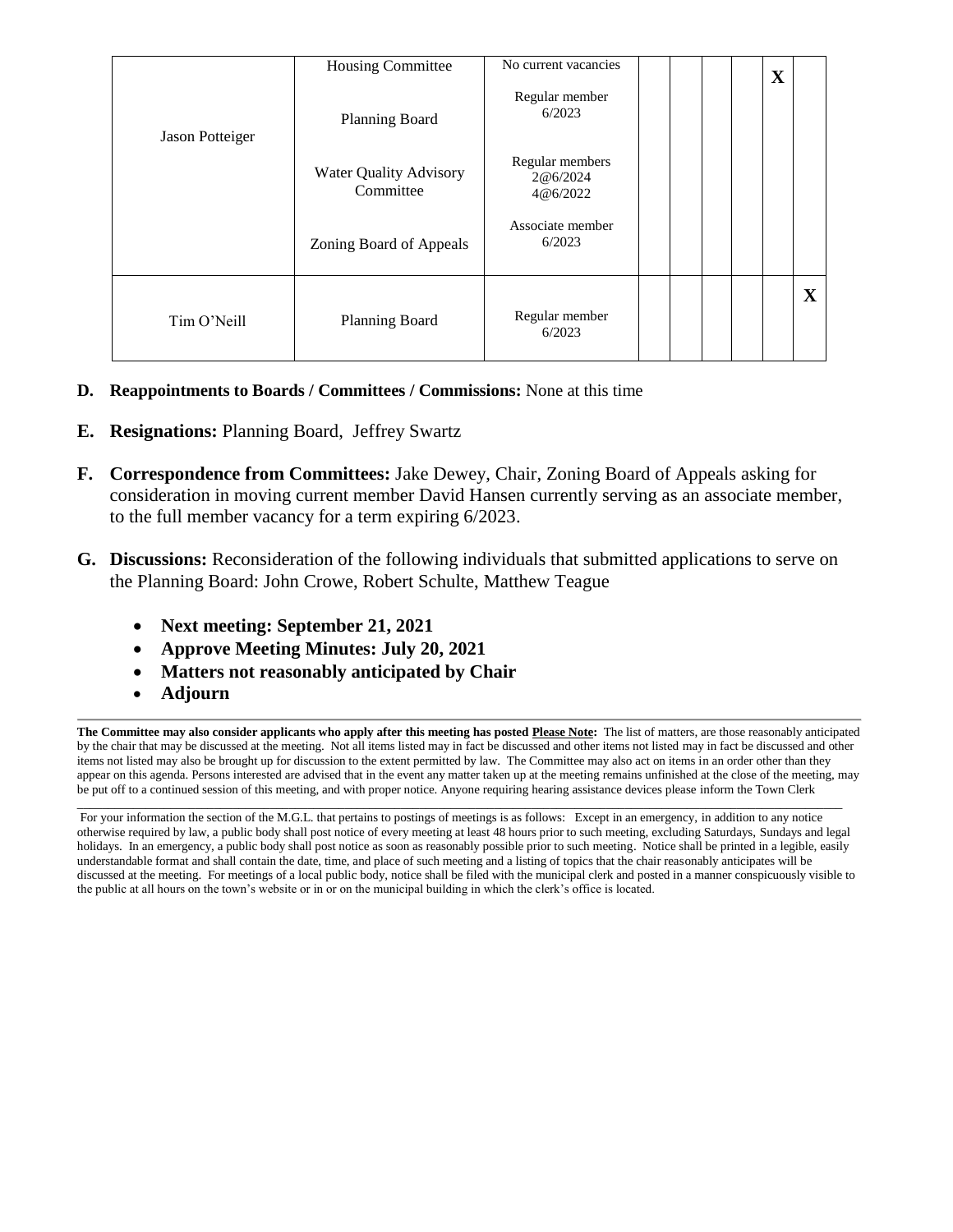| | | | | | | | | |
|---|---|---|---|---|---|---|---|---|
| Jason Potteiger | Housing Committee<br><br>Planning Board<br><br>Water Quality Advisory Committee<br><br>Zoning Board of Appeals | No current vacancies<br><br>Regular member 6/2023<br><br>Regular members 2@6/2024 4@6/2022<br><br>Associate member 6/2023 | | | | | **X** | |
| Tim O'Neill | Planning Board | Regular member 6/2023 | | | | | | **X** |

**D. Reappointments to Boards / Committees / Commissions:** None at this time

**E. Resignations:** Planning Board, Jeffrey Swartz

**F. Correspondence from Committees:** Jake Dewey, Chair, Zoning Board of Appeals asking for consideration in moving current member David Hansen currently serving as an associate member, to the full member vacancy for a term expiring 6/2023.

**G. Discussions:** Reconsideration of the following individuals that submitted applications to serve on the Planning Board: John Crowe, Robert Schulte, Matthew Teague

- **Next meeting: September 21, 2021**
- **Approve Meeting Minutes: July 20, 2021**
- **Matters not reasonably anticipated by Chair**
- **Adjourn**

---

**The Committee may also consider applicants who apply after this meeting has posted** **Please Note:** The list of matters, are those reasonably anticipated by the chair that may be discussed at the meeting. Not all items listed may in fact be discussed and other items not listed may in fact be discussed and other items not listed may also be brought up for discussion to the extent permitted by law. The Committee may also act on items in an order other than they appear on this agenda. Persons interested are advised that in the event any matter taken up at the meeting remains unfinished at the close of the meeting, may be put off to a continued session of this meeting, and with proper notice. Anyone requiring hearing assistance devices please inform the Town Clerk

---

For your information the section of the M.G.L. that pertains to postings of meetings is as follows: Except in an emergency, in addition to any notice otherwise required by law, a public body shall post notice of every meeting at least 48 hours prior to such meeting, excluding Saturdays, Sundays and legal holidays. In an emergency, a public body shall post notice as soon as reasonably possible prior to such meeting. Notice shall be printed in a legible, easily understandable format and shall contain the date, time, and place of such meeting and a listing of topics that the chair reasonably anticipates will be discussed at the meeting. For meetings of a local public body, notice shall be filed with the municipal clerk and posted in a manner conspicuously visible to the public at all hours on the town's website or in or on the municipal building in which the clerk's office is located.